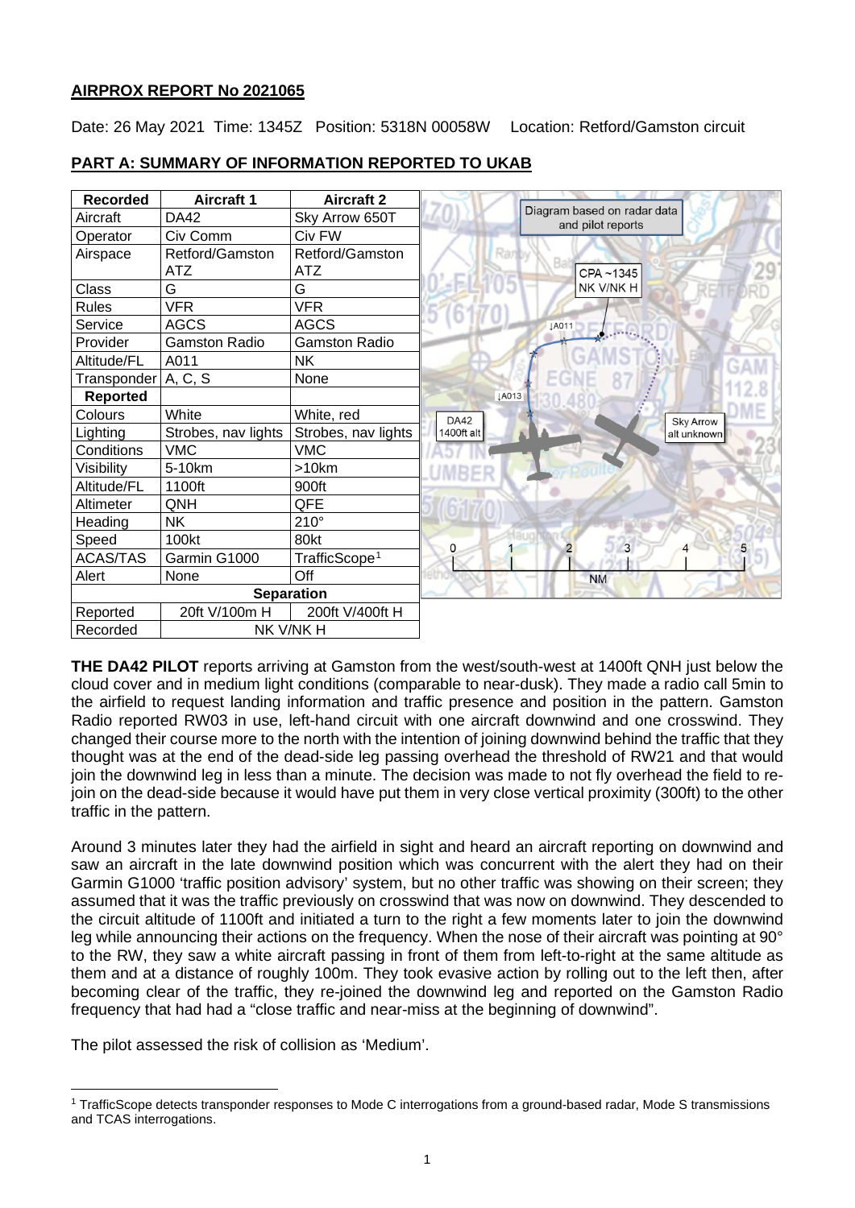## AIRPROX REPORT No 2021065

Date: 26 May 2021 Time: 1345Z Position: 5318N 00058W Location: Retford/Gamston circuit

## PART A: SUMMARY OF INFORMATION REPORTED TO UKAB

| Recorded | Aircraft 1 | Aircraft 2 |
|---|---|---|
| Aircraft | DA42 | Sky Arrow 650T |
| Operator | Civ Comm | Civ FW |
| Airspace | Retford/Gamston ATZ | Retford/Gamston ATZ |
| Class | G | G |
| Rules | VFR | VFR |
| Service | AGCS | AGCS |
| Provider | Gamston Radio | Gamston Radio |
| Altitude/FL | A011 | NK |
| Transponder | A, C, S | None |
| **Reported** | | |
| Colours | White | White, red |
| Lighting | Strobes, nav lights | Strobes, nav lights |
| Conditions | VMC | VMC |
| Visibility | 5-10km | >10km |
| Altitude/FL | 1100ft | 900ft |
| Altimeter | QNH | QFE |
| Heading | NK | 210° |
| Speed | 100kt | 80kt |
| ACAS/TAS | Garmin G1000 | TrafficScope[1] |
| Alert | None | Off |
| **Separation** | | |
| Reported | 20ft V/100m H | 200ft V/400ft H |
| Recorded | NK V/NK H | |

Diagram based on radar data and pilot reports

CPA ~1345 NK V/NK H

DA42 1400ft alt

Sky Arrow alt unknown

**THE DA42 PILOT** reports arriving at Gamston from the west/south-west at 1400ft QNH just below the cloud cover and in medium light conditions (comparable to near-dusk). They made a radio call 5min to the airfield to request landing information and traffic presence and position in the pattern. Gamston Radio reported RW03 in use, left-hand circuit with one aircraft downwind and one crosswind. They changed their course more to the north with the intention of joining downwind behind the traffic that they thought was at the end of the dead-side leg passing overhead the threshold of RW21 and that would join the downwind leg in less than a minute. The decision was made to not fly overhead the field to re-join on the dead-side because it would have put them in very close vertical proximity (300ft) to the other traffic in the pattern.

Around 3 minutes later they had the airfield in sight and heard an aircraft reporting on downwind and saw an aircraft in the late downwind position which was concurrent with the alert they had on their Garmin G1000 'traffic position advisory' system, but no other traffic was showing on their screen; they assumed that it was the traffic previously on crosswind that was now on downwind. They descended to the circuit altitude of 1100ft and initiated a turn to the right a few moments later to join the downwind leg while announcing their actions on the frequency. When the nose of their aircraft was pointing at 90° to the RW, they saw a white aircraft passing in front of them from left-to-right at the same altitude as them and at a distance of roughly 100m. They took evasive action by rolling out to the left then, after becoming clear of the traffic, they re-joined the downwind leg and reported on the Gamston Radio frequency that had had a "close traffic and near-miss at the beginning of downwind".

The pilot assessed the risk of collision as 'Medium'.

[1] TrafficScope detects transponder responses to Mode C interrogations from a ground-based radar, Mode S transmissions and TCAS interrogations.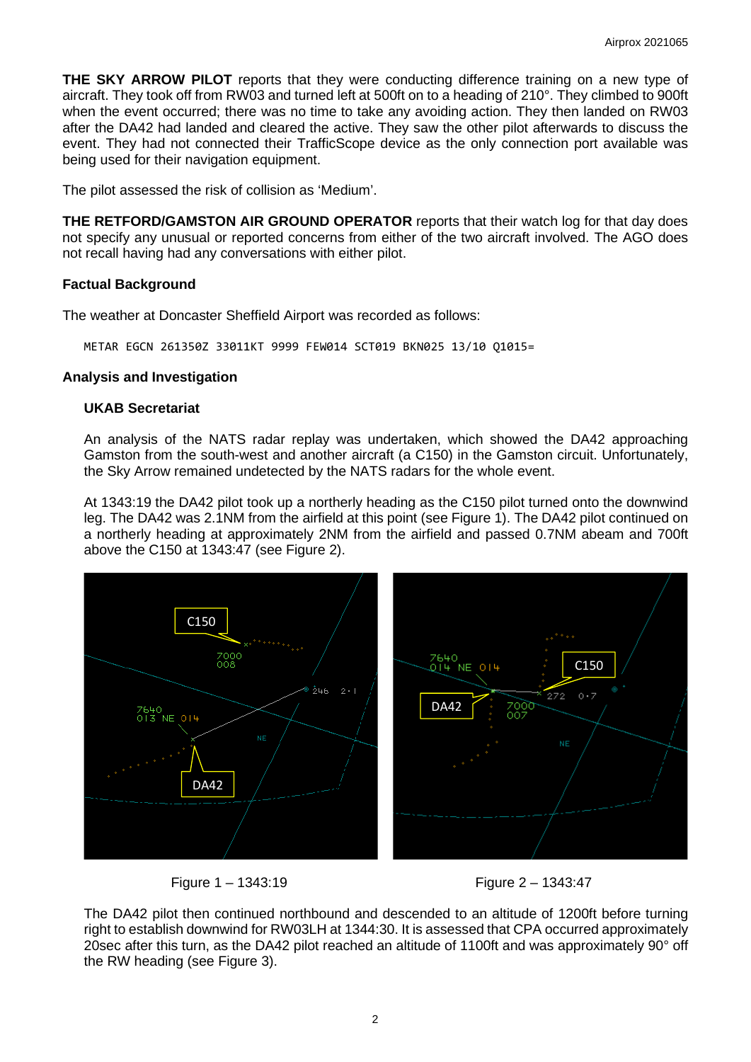**THE SKY ARROW PILOT** reports that they were conducting difference training on a new type of aircraft. They took off from RW03 and turned left at 500ft on to a heading of 210°. They climbed to 900ft when the event occurred; there was no time to take any avoiding action. They then landed on RW03 after the DA42 had landed and cleared the active. They saw the other pilot afterwards to discuss the event. They had not connected their TrafficScope device as the only connection port available was being used for their navigation equipment.

The pilot assessed the risk of collision as 'Medium'.

**THE RETFORD/GAMSTON AIR GROUND OPERATOR** reports that their watch log for that day does not specify any unusual or reported concerns from either of the two aircraft involved. The AGO does not recall having had any conversations with either pilot.

### Factual Background

The weather at Doncaster Sheffield Airport was recorded as follows:

```
METAR EGCN 261350Z 33011KT 9999 FEW014 SCT019 BKN025 13/10 Q1015=
```

### Analysis and Investigation

#### UKAB Secretariat

An analysis of the NATS radar replay was undertaken, which showed the DA42 approaching Gamston from the south-west and another aircraft (a C150) in the Gamston circuit. Unfortunately, the Sky Arrow remained undetected by the NATS radars for the whole event.

At 1343:19 the DA42 pilot took up a northerly heading as the C150 pilot turned onto the downwind leg. The DA42 was 2.1NM from the airfield at this point (see Figure 1). The DA42 pilot continued on a northerly heading at approximately 2NM from the airfield and passed 0.7NM abeam and 700ft above the C150 at 1343:47 (see Figure 2).

Figure 1 – 1343:19

Figure 2 – 1343:47

The DA42 pilot then continued northbound and descended to an altitude of 1200ft before turning right to establish downwind for RW03LH at 1344:30. It is assessed that CPA occurred approximately 20sec after this turn, as the DA42 pilot reached an altitude of 1100ft and was approximately 90° off the RW heading (see Figure 3).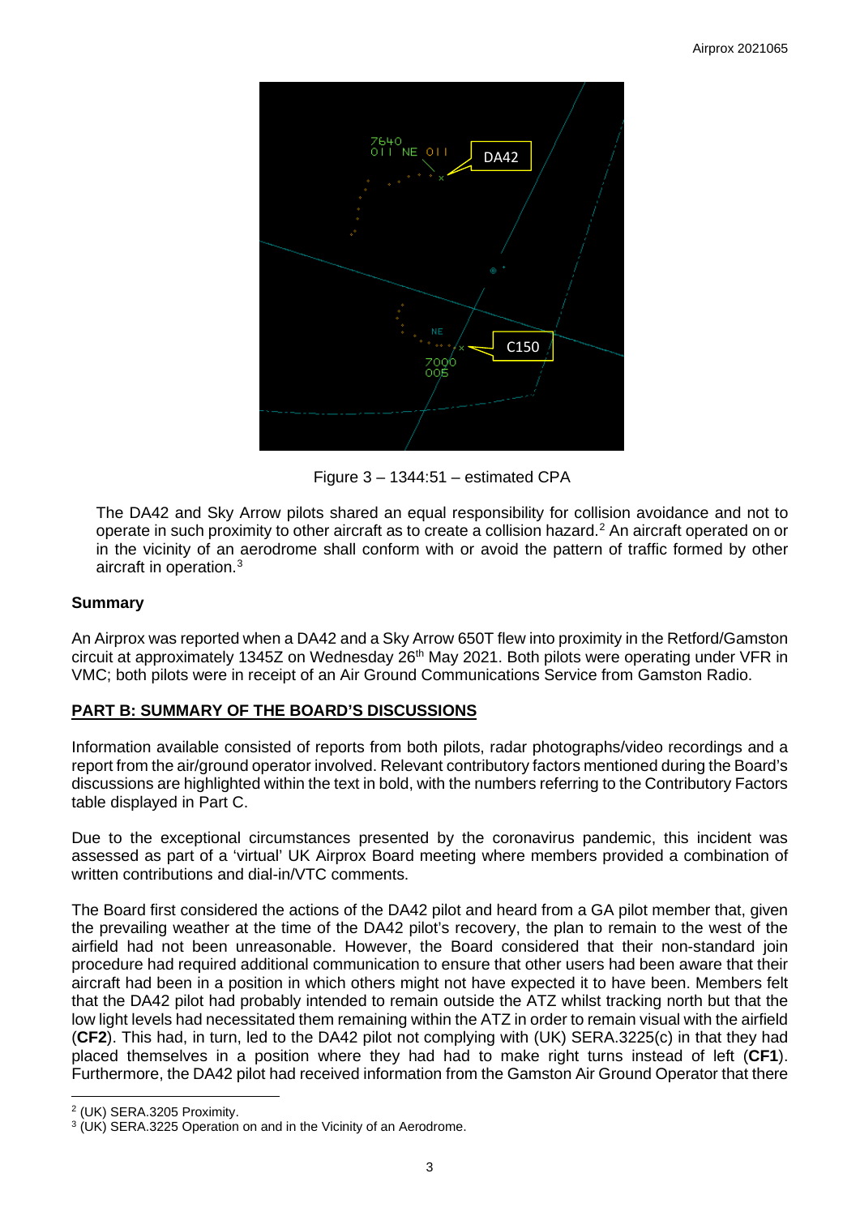Figure 3 – 1344:51 – estimated CPA

The DA42 and Sky Arrow pilots shared an equal responsibility for collision avoidance and not to operate in such proximity to other aircraft as to create a collision hazard.[2] An aircraft operated on or in the vicinity of an aerodrome shall conform with or avoid the pattern of traffic formed by other aircraft in operation.[3]

## Summary

An Airprox was reported when a DA42 and a Sky Arrow 650T flew into proximity in the Retford/Gamston circuit at approximately 1345Z on Wednesday 26th May 2021. Both pilots were operating under VFR in VMC; both pilots were in receipt of an Air Ground Communications Service from Gamston Radio.

## PART B: SUMMARY OF THE BOARD'S DISCUSSIONS

Information available consisted of reports from both pilots, radar photographs/video recordings and a report from the air/ground operator involved. Relevant contributory factors mentioned during the Board's discussions are highlighted within the text in bold, with the numbers referring to the Contributory Factors table displayed in Part C.

Due to the exceptional circumstances presented by the coronavirus pandemic, this incident was assessed as part of a 'virtual' UK Airprox Board meeting where members provided a combination of written contributions and dial-in/VTC comments.

The Board first considered the actions of the DA42 pilot and heard from a GA pilot member that, given the prevailing weather at the time of the DA42 pilot's recovery, the plan to remain to the west of the airfield had not been unreasonable. However, the Board considered that their non-standard join procedure had required additional communication to ensure that other users had been aware that their aircraft had been in a position in which others might not have expected it to have been. Members felt that the DA42 pilot had probably intended to remain outside the ATZ whilst tracking north but that the low light levels had necessitated them remaining within the ATZ in order to remain visual with the airfield (**CF2**). This had, in turn, led to the DA42 pilot not complying with (UK) SERA.3225(c) in that they had placed themselves in a position where they had had to make right turns instead of left (**CF1**). Furthermore, the DA42 pilot had received information from the Gamston Air Ground Operator that there

---

[2] (UK) SERA.3205 Proximity.

[3] (UK) SERA.3225 Operation on and in the Vicinity of an Aerodrome.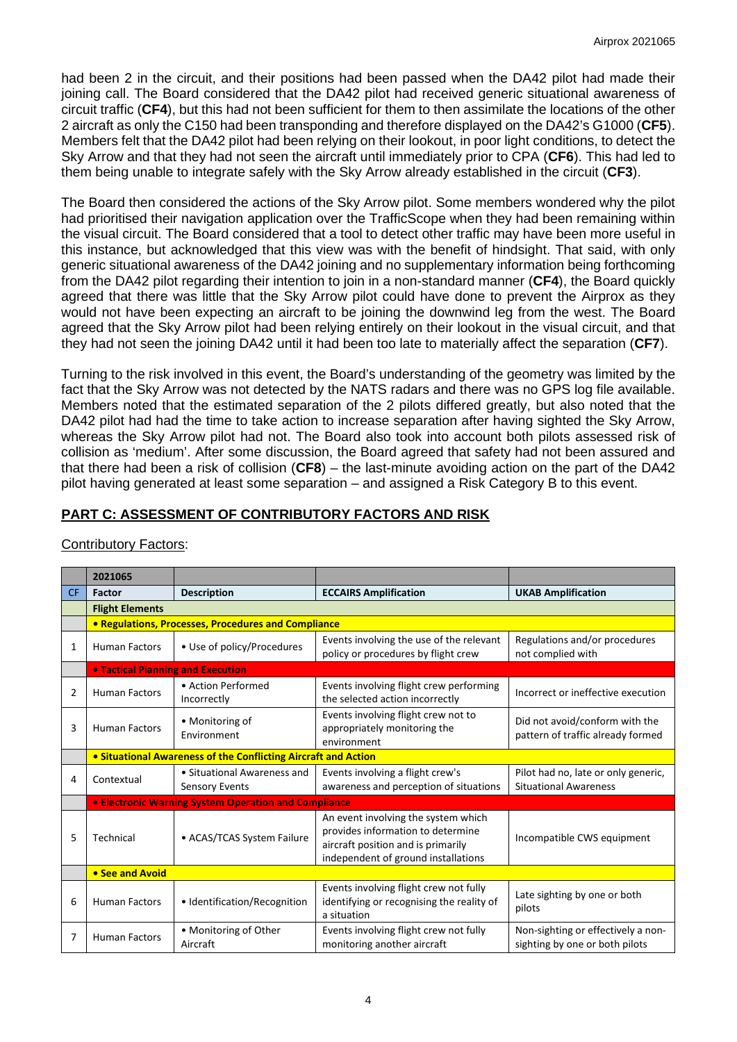had been 2 in the circuit, and their positions had been passed when the DA42 pilot had made their joining call. The Board considered that the DA42 pilot had received generic situational awareness of circuit traffic (**CF4**), but this had not been sufficient for them to then assimilate the locations of the other 2 aircraft as only the C150 had been transponding and therefore displayed on the DA42's G1000 (**CF5**). Members felt that the DA42 pilot had been relying on their lookout, in poor light conditions, to detect the Sky Arrow and that they had not seen the aircraft until immediately prior to CPA (**CF6**). This had led to them being unable to integrate safely with the Sky Arrow already established in the circuit (**CF3**).

The Board then considered the actions of the Sky Arrow pilot. Some members wondered why the pilot had prioritised their navigation application over the TrafficScope when they had been remaining within the visual circuit. The Board considered that a tool to detect other traffic may have been more useful in this instance, but acknowledged that this view was with the benefit of hindsight. That said, with only generic situational awareness of the DA42 joining and no supplementary information being forthcoming from the DA42 pilot regarding their intention to join in a non-standard manner (**CF4**), the Board quickly agreed that there was little that the Sky Arrow pilot could have done to prevent the Airprox as they would not have been expecting an aircraft to be joining the downwind leg from the west. The Board agreed that the Sky Arrow pilot had been relying entirely on their lookout in the visual circuit, and that they had not seen the joining DA42 until it had been too late to materially affect the separation (**CF7**).

Turning to the risk involved in this event, the Board's understanding of the geometry was limited by the fact that the Sky Arrow was not detected by the NATS radars and there was no GPS log file available. Members noted that the estimated separation of the 2 pilots differed greatly, but also noted that the DA42 pilot had had the time to take action to increase separation after having sighted the Sky Arrow, whereas the Sky Arrow pilot had not. The Board also took into account both pilots assessed risk of collision as 'medium'. After some discussion, the Board agreed that safety had not been assured and that there had been a risk of collision (**CF8**) – the last-minute avoiding action on the part of the DA42 pilot having generated at least some separation – and assigned a Risk Category B to this event.

## PART C: ASSESSMENT OF CONTRIBUTORY FACTORS AND RISK

Contributory Factors:

| | 2021065 | | | |
|---|---|---|---|---|
| CF | Factor | Description | ECCAIRS Amplification | UKAB Amplification |
| | **Flight Elements** | | | |
| | **• Regulations, Processes, Procedures and Compliance** | | | |
| 1 | Human Factors | • Use of policy/Procedures | Events involving the use of the relevant policy or procedures by flight crew | Regulations and/or procedures not complied with |
| | **• Tactical Planning and Execution** | | | |
| 2 | Human Factors | • Action Performed Incorrectly | Events involving flight crew performing the selected action incorrectly | Incorrect or ineffective execution |
| 3 | Human Factors | • Monitoring of Environment | Events involving flight crew not to appropriately monitoring the environment | Did not avoid/conform with the pattern of traffic already formed |
| | **• Situational Awareness of the Conflicting Aircraft and Action** | | | |
| 4 | Contextual | • Situational Awareness and Sensory Events | Events involving a flight crew's awareness and perception of situations | Pilot had no, late or only generic, Situational Awareness |
| | **• Electronic Warning System Operation and Compliance** | | | |
| 5 | Technical | • ACAS/TCAS System Failure | An event involving the system which provides information to determine aircraft position and is primarily independent of ground installations | Incompatible CWS equipment |
| | **• See and Avoid** | | | |
| 6 | Human Factors | • Identification/Recognition | Events involving flight crew not fully identifying or recognising the reality of a situation | Late sighting by one or both pilots |
| 7 | Human Factors | • Monitoring of Other Aircraft | Events involving flight crew not fully monitoring another aircraft | Non-sighting or effectively a non-sighting by one or both pilots |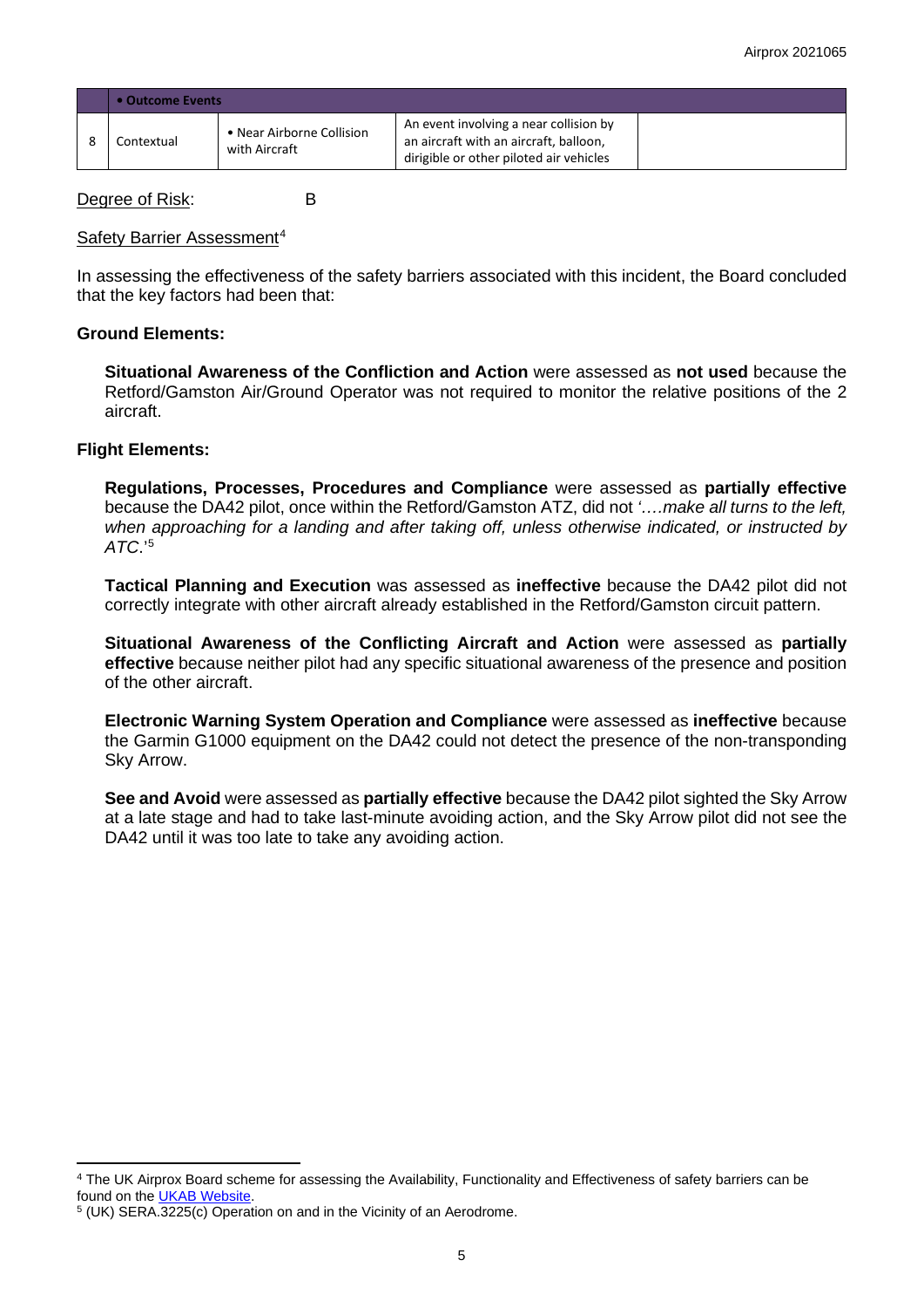| | • Outcome Events | | | |
|---|---|---|---|---|
| 8 | Contextual | • Near Airborne Collision with Aircraft | An event involving a near collision by an aircraft with an aircraft, balloon, dirigible or other piloted air vehicles | |

Degree of Risk: B

Safety Barrier Assessment[4]

In assessing the effectiveness of the safety barriers associated with this incident, the Board concluded that the key factors had been that:

**Ground Elements:**

**Situational Awareness of the Confliction and Action** were assessed as **not used** because the Retford/Gamston Air/Ground Operator was not required to monitor the relative positions of the 2 aircraft.

**Flight Elements:**

**Regulations, Processes, Procedures and Compliance** were assessed as **partially effective** because the DA42 pilot, once within the Retford/Gamston ATZ, did not *'….make all turns to the left, when approaching for a landing and after taking off, unless otherwise indicated, or instructed by ATC.*'[5]

**Tactical Planning and Execution** was assessed as **ineffective** because the DA42 pilot did not correctly integrate with other aircraft already established in the Retford/Gamston circuit pattern.

**Situational Awareness of the Conflicting Aircraft and Action** were assessed as **partially effective** because neither pilot had any specific situational awareness of the presence and position of the other aircraft.

**Electronic Warning System Operation and Compliance** were assessed as **ineffective** because the Garmin G1000 equipment on the DA42 could not detect the presence of the non-transponding Sky Arrow.

**See and Avoid** were assessed as **partially effective** because the DA42 pilot sighted the Sky Arrow at a late stage and had to take last-minute avoiding action, and the Sky Arrow pilot did not see the DA42 until it was too late to take any avoiding action.

---

[4] The UK Airprox Board scheme for assessing the Availability, Functionality and Effectiveness of safety barriers can be found on the UKAB Website.

[5] (UK) SERA.3225(c) Operation on and in the Vicinity of an Aerodrome.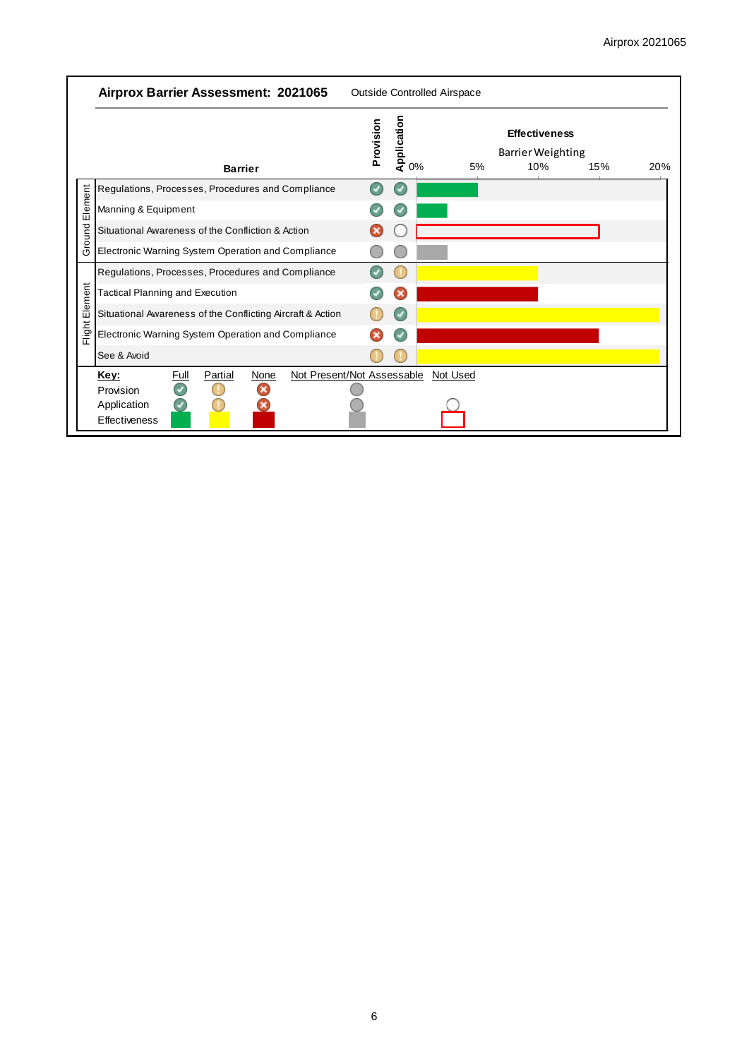**Airprox Barrier Assessment: 2021065** Outside Controlled Airspace

Barrier

Provision

Application

Effectiveness

Barrier Weighting

0% 5% 10% 15% 20%

Ground Element

Regulations, Processes, Procedures and Compliance

Manning & Equipment

Situational Awareness of the Confliction & Action

Electronic Warning System Operation and Compliance

Flight Element

Regulations, Processes, Procedures and Compliance

Tactical Planning and Execution

Situational Awareness of the Conflicting Aircraft & Action

Electronic Warning System Operation and Compliance

See & Avoid

**Key:** Full Partial None Not Present/Not Assessable Not Used

Provision

Application

Effectiveness